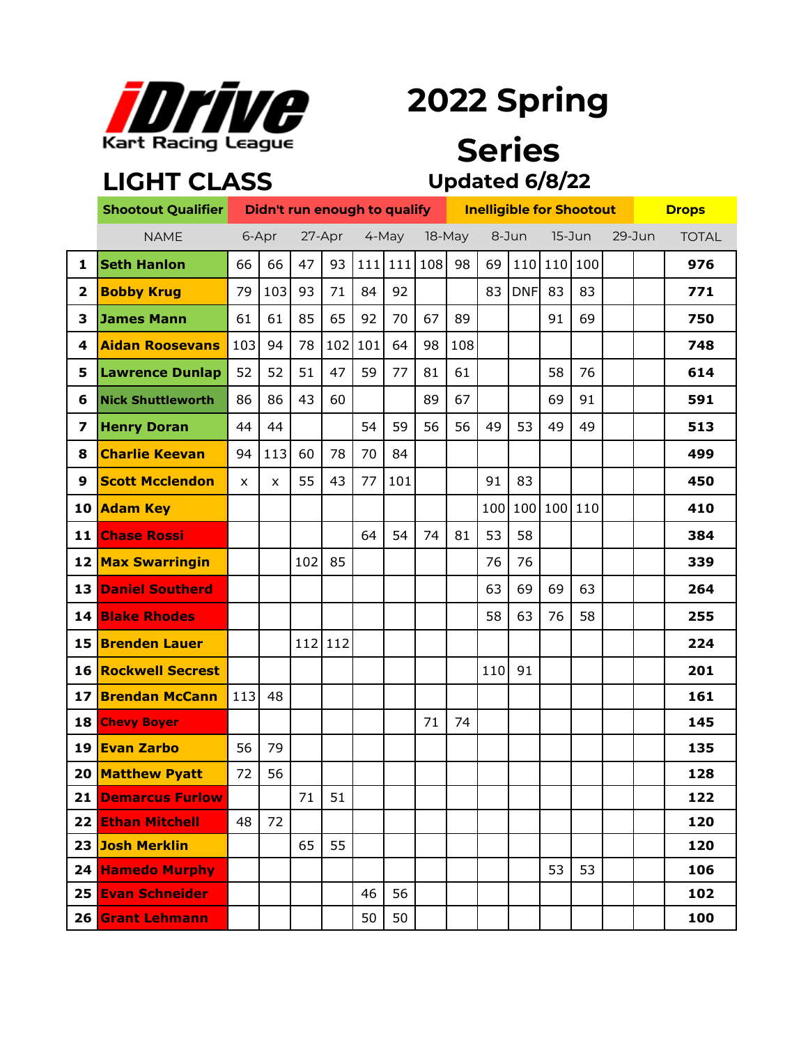iDrive Kart Racing League

# 2022 Spring Series

## LIGHT CLASS

**Updated 6/8/22**

| Shootout Qualifier | Didn't run enough to qualify | Ineligible for Shootout | Drops |
|---|---|---|---|

| | NAME | 6-Apr | | 27-Apr | | 4-May | | 18-May | | 8-Jun | | 15-Jun | | 29-Jun | | TOTAL |
|---|---|---|---|---|---|---|---|---|---|---|---|---|---|---|---|---|
| 1 | Seth Hanlon | 66 | 66 | 47 | 93 | 111 | 111 | 108 | 98 | 69 | 110 | 110 | 100 | | | **976** |
| 2 | Bobby Krug | 79 | 103 | 93 | 71 | 84 | 92 | | | 83 | DNF | 83 | 83 | | | **771** |
| 3 | James Mann | 61 | 61 | 85 | 65 | 92 | 70 | 67 | 89 | | | 91 | 69 | | | **750** |
| 4 | Aidan Roosevans | 103 | 94 | 78 | 102 | 101 | 64 | 98 | 108 | | | | | | | **748** |
| 5 | Lawrence Dunlap | 52 | 52 | 51 | 47 | 59 | 77 | 81 | 61 | | | 58 | 76 | | | **614** |
| 6 | Nick Shuttleworth | 86 | 86 | 43 | 60 | | | 89 | 67 | | | 69 | 91 | | | **591** |
| 7 | Henry Doran | 44 | 44 | | | 54 | 59 | 56 | 56 | 49 | 53 | 49 | 49 | | | **513** |
| 8 | Charlie Keevan | 94 | 113 | 60 | 78 | 70 | 84 | | | | | | | | | **499** |
| 9 | Scott Mcclendon | x | x | 55 | 43 | 77 | 101 | | | 91 | 83 | | | | | **450** |
| 10 | Adam Key | | | | | | | | | 100 | 100 | 100 | 110 | | | **410** |
| 11 | Chase Rossi | | | | | 64 | 54 | 74 | 81 | 53 | 58 | | | | | **384** |
| 12 | Max Swarringin | | | 102 | 85 | | | | | 76 | 76 | | | | | **339** |
| 13 | Daniel Southerd | | | | | | | | | 63 | 69 | 69 | 63 | | | **264** |
| 14 | Blake Rhodes | | | | | | | | | 58 | 63 | 76 | 58 | | | **255** |
| 15 | Brenden Lauer | | | 112 | 112 | | | | | | | | | | | **224** |
| 16 | Rockwell Secrest | | | | | | | | | 110 | 91 | | | | | **201** |
| 17 | Brendan McCann | 113 | 48 | | | | | | | | | | | | | **161** |
| 18 | Chevy Boyer | | | | | | | 71 | 74 | | | | | | | **145** |
| 19 | Evan Zarbo | 56 | 79 | | | | | | | | | | | | | **135** |
| 20 | Matthew Pyatt | 72 | 56 | | | | | | | | | | | | | **128** |
| 21 | Demarcus Furlow | | | 71 | 51 | | | | | | | | | | | **122** |
| 22 | Ethan Mitchell | 48 | 72 | | | | | | | | | | | | | **120** |
| 23 | Josh Merklin | | | 65 | 55 | | | | | | | | | | | **120** |
| 24 | Hamedo Murphy | | | | | | | | | | | 53 | 53 | | | **106** |
| 25 | Evan Schneider | | | | | 46 | 56 | | | | | | | | | **102** |
| 26 | Grant Lehmann | | | | | 50 | 50 | | | | | | | | | **100** |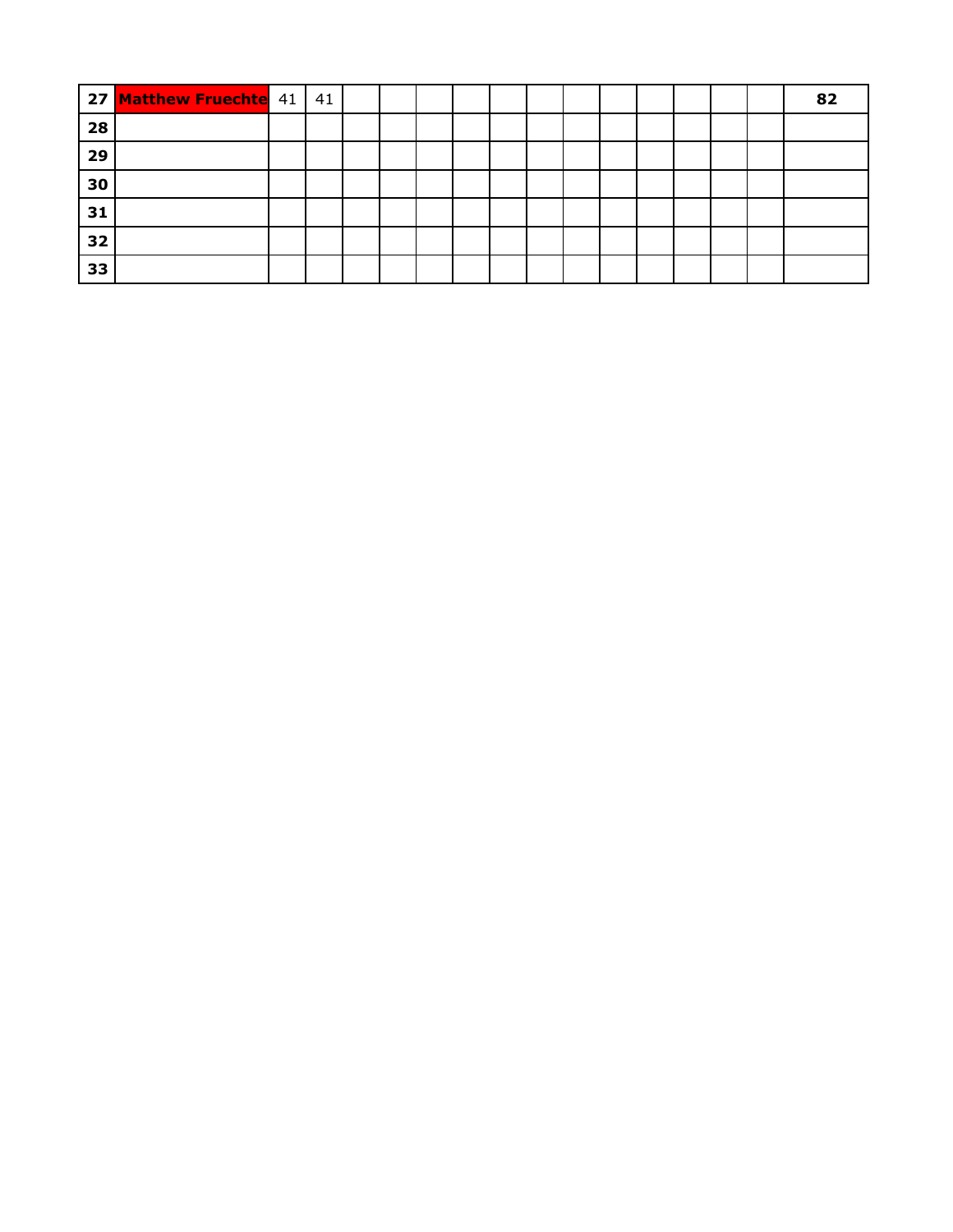| | | | | | | | | | | | | | | | |
|---|---|---|---|---|---|---|---|---|---|---|---|---|---|---|---|
| **27** | **Matthew Fruechte** | 41 | 41 | | | | | | | | | | | | **82** |
| **28** | | | | | | | | | | | | | | | |
| **29** | | | | | | | | | | | | | | | |
| **30** | | | | | | | | | | | | | | | |
| **31** | | | | | | | | | | | | | | | |
| **32** | | | | | | | | | | | | | | | |
| **33** | | | | | | | | | | | | | | | |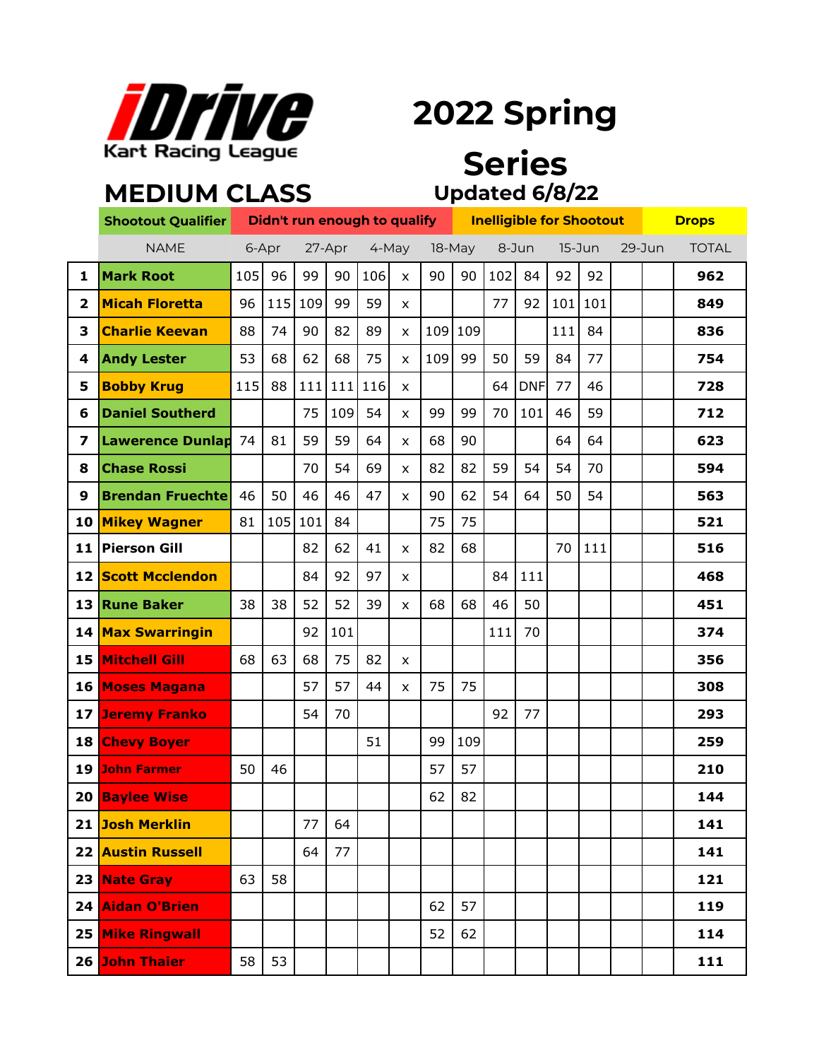iDrive Kart Racing League

# 2022 Spring Series

## MEDIUM CLASS

Updated 6/8/22

| | Shootout Qualifier | Didn't run enough to qualify | | | | | | Inelligible for Shootout | | | | | | | | Drops |
|---|---|---|---|---|---|---|---|---|---|---|---|---|---|---|---|---|
| | NAME | 6-Apr | | 27-Apr | | 4-May | | 18-May | | 8-Jun | | 15-Jun | | 29-Jun | | TOTAL |
| 1 | Mark Root | 105 | 96 | 99 | 90 | 106 | x | 90 | 90 | 102 | 84 | 92 | 92 | | | 962 |
| 2 | Micah Floretta | 96 | 115 | 109 | 99 | 59 | x | | | 77 | 92 | 101 | 101 | | | 849 |
| 3 | Charlie Keevan | 88 | 74 | 90 | 82 | 89 | x | 109 | 109 | | | 111 | 84 | | | 836 |
| 4 | Andy Lester | 53 | 68 | 62 | 68 | 75 | x | 109 | 99 | 50 | 59 | 84 | 77 | | | 754 |
| 5 | Bobby Krug | 115 | 88 | 111 | 111 | 116 | x | | | 64 | DNF | 77 | 46 | | | 728 |
| 6 | Daniel Southerd | | | 75 | 109 | 54 | x | 99 | 99 | 70 | 101 | 46 | 59 | | | 712 |
| 7 | Lawerence Dunlap | 74 | 81 | 59 | 59 | 64 | x | 68 | 90 | | | 64 | 64 | | | 623 |
| 8 | Chase Rossi | | | 70 | 54 | 69 | x | 82 | 82 | 59 | 54 | 54 | 70 | | | 594 |
| 9 | Brendan Fruechte | 46 | 50 | 46 | 46 | 47 | x | 90 | 62 | 54 | 64 | 50 | 54 | | | 563 |
| 10 | Mikey Wagner | 81 | 105 | 101 | 84 | | | 75 | 75 | | | | | | | 521 |
| 11 | Pierson Gill | | | 82 | 62 | 41 | x | 82 | 68 | | | 70 | 111 | | | 516 |
| 12 | Scott Mcclendon | | | 84 | 92 | 97 | x | | | 84 | 111 | | | | | 468 |
| 13 | Rune Baker | 38 | 38 | 52 | 52 | 39 | x | 68 | 68 | 46 | 50 | | | | | 451 |
| 14 | Max Swarringin | | | 92 | 101 | | | | | 111 | 70 | | | | | 374 |
| 15 | Mitchell Gill | 68 | 63 | 68 | 75 | 82 | x | | | | | | | | | 356 |
| 16 | Moses Magana | | | 57 | 57 | 44 | x | 75 | 75 | | | | | | | 308 |
| 17 | Jeremy Franko | | | 54 | 70 | | | | | 92 | 77 | | | | | 293 |
| 18 | Chevy Boyer | | | | | 51 | | 99 | 109 | | | | | | | 259 |
| 19 | John Farmer | 50 | 46 | | | | | 57 | 57 | | | | | | | 210 |
| 20 | Baylee Wise | | | | | | | 62 | 82 | | | | | | | 144 |
| 21 | Josh Merklin | | | 77 | 64 | | | | | | | | | | | 141 |
| 22 | Austin Russell | | | 64 | 77 | | | | | | | | | | | 141 |
| 23 | Nate Gray | 63 | 58 | | | | | | | | | | | | | 121 |
| 24 | Aidan O'Brien | | | | | | | 62 | 57 | | | | | | | 119 |
| 25 | Mike Ringwall | | | | | | | 52 | 62 | | | | | | | 114 |
| 26 | John Thaier | 58 | 53 | | | | | | | | | | | | | 111 |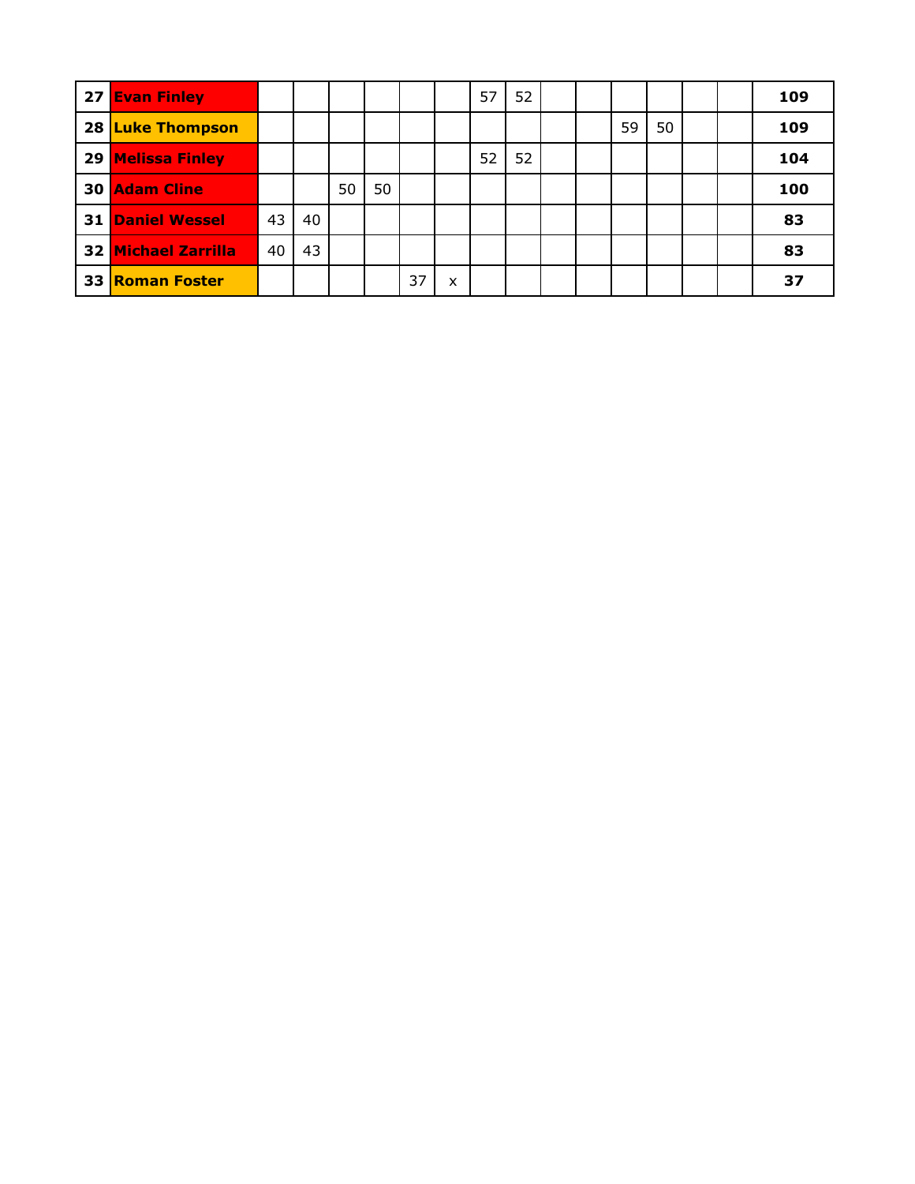| | | | | | | | | | | | | | | | | |
|---|---|---|---|---|---|---|---|---|---|---|---|---|---|---|---|---|
| **27** | **Evan Finley** | | | | | | | 57 | 52 | | | | | | | **109** |
| **28** | **Luke Thompson** | | | | | | | | | | | 59 | 50 | | | **109** |
| **29** | **Melissa Finley** | | | | | | | 52 | 52 | | | | | | | **104** |
| **30** | **Adam Cline** | | | 50 | 50 | | | | | | | | | | | **100** |
| **31** | **Daniel Wessel** | 43 | 40 | | | | | | | | | | | | | **83** |
| **32** | **Michael Zarrilla** | 40 | 43 | | | | | | | | | | | | | **83** |
| **33** | **Roman Foster** | | | | | 37 | x | | | | | | | | | **37** |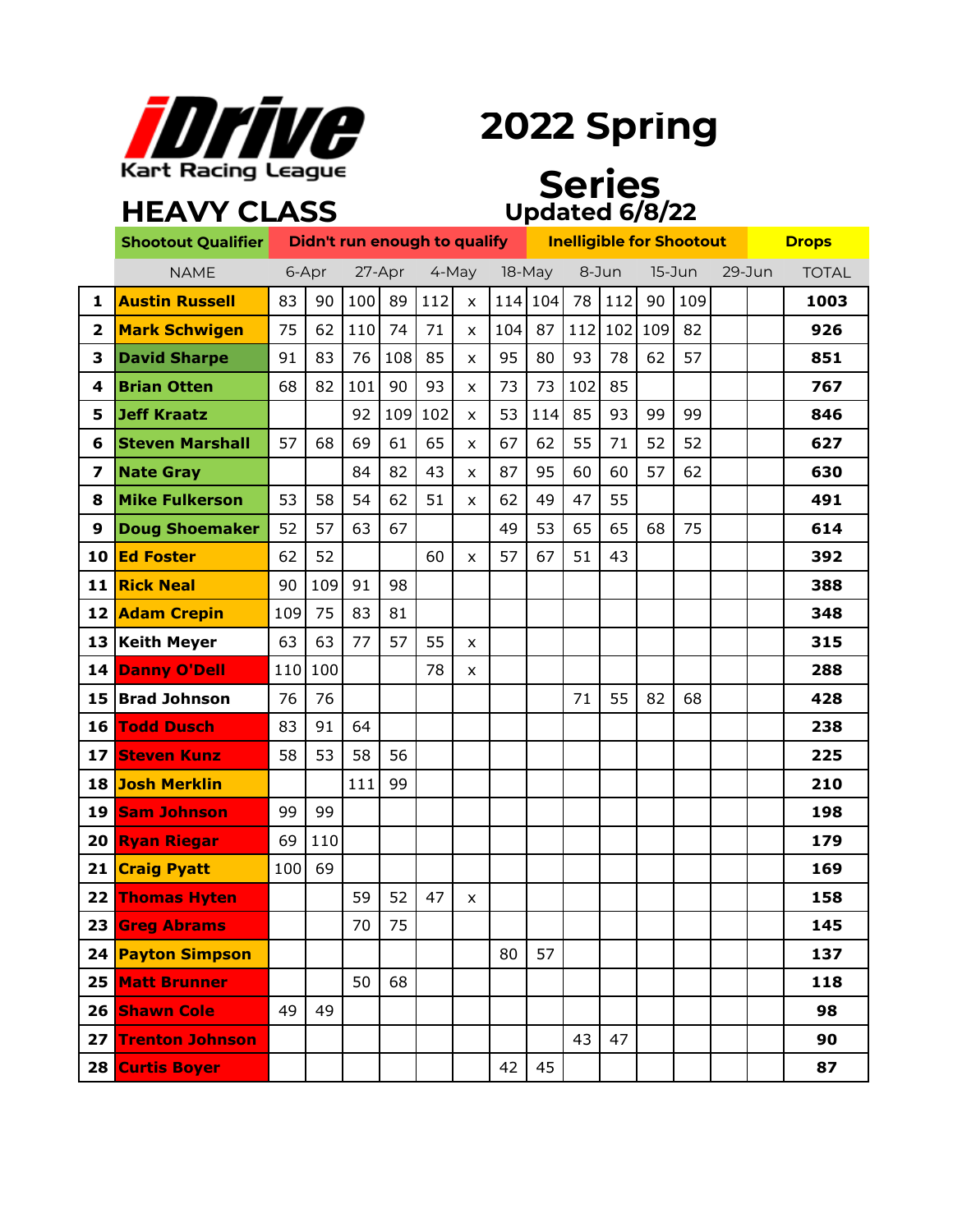iDrive Kart Racing League

# 2022 Spring Series

## HEAVY CLASS

**Updated 6/8/22**

| Shootout Qualifier | Didn't run enough to qualify | Ineligible for Shootout | Drops |
|---|---|---|---|

| | NAME | 6-Apr | | 27-Apr | | 4-May | | 18-May | | 8-Jun | | 15-Jun | | 29-Jun | | TOTAL |
|---|---|---|---|---|---|---|---|---|---|---|---|---|---|---|---|---|
| 1 | Austin Russell | 83 | 90 | 100 | 89 | 112 | x | 114 | 104 | 78 | 112 | 90 | 109 | | | 1003 |
| 2 | Mark Schwigen | 75 | 62 | 110 | 74 | 71 | x | 104 | 87 | 112 | 102 | 109 | 82 | | | 926 |
| 3 | David Sharpe | 91 | 83 | 76 | 108 | 85 | x | 95 | 80 | 93 | 78 | 62 | 57 | | | 851 |
| 4 | Brian Otten | 68 | 82 | 101 | 90 | 93 | x | 73 | 73 | 102 | 85 | | | | | 767 |
| 5 | Jeff Kraatz | | | 92 | 109 | 102 | x | 53 | 114 | 85 | 93 | 99 | 99 | | | 846 |
| 6 | Steven Marshall | 57 | 68 | 69 | 61 | 65 | x | 67 | 62 | 55 | 71 | 52 | 52 | | | 627 |
| 7 | Nate Gray | | | 84 | 82 | 43 | x | 87 | 95 | 60 | 60 | 57 | 62 | | | 630 |
| 8 | Mike Fulkerson | 53 | 58 | 54 | 62 | 51 | x | 62 | 49 | 47 | 55 | | | | | 491 |
| 9 | Doug Shoemaker | 52 | 57 | 63 | 67 | | | 49 | 53 | 65 | 65 | 68 | 75 | | | 614 |
| 10 | Ed Foster | 62 | 52 | | | 60 | x | 57 | 67 | 51 | 43 | | | | | 392 |
| 11 | Rick Neal | 90 | 109 | 91 | 98 | | | | | | | | | | | 388 |
| 12 | Adam Crepin | 109 | 75 | 83 | 81 | | | | | | | | | | | 348 |
| 13 | Keith Meyer | 63 | 63 | 77 | 57 | 55 | x | | | | | | | | | 315 |
| 14 | Danny O'Dell | 110 | 100 | | | 78 | x | | | | | | | | | 288 |
| 15 | Brad Johnson | 76 | 76 | | | | | | | 71 | 55 | 82 | 68 | | | 428 |
| 16 | Todd Dusch | 83 | 91 | 64 | | | | | | | | | | | | 238 |
| 17 | Steven Kunz | 58 | 53 | 58 | 56 | | | | | | | | | | | 225 |
| 18 | Josh Merklin | | | 111 | 99 | | | | | | | | | | | 210 |
| 19 | Sam Johnson | 99 | 99 | | | | | | | | | | | | | 198 |
| 20 | Ryan Riegar | 69 | 110 | | | | | | | | | | | | | 179 |
| 21 | Craig Pyatt | 100 | 69 | | | | | | | | | | | | | 169 |
| 22 | Thomas Hyten | | | 59 | 52 | 47 | x | | | | | | | | | 158 |
| 23 | Greg Abrams | | | 70 | 75 | | | | | | | | | | | 145 |
| 24 | Payton Simpson | | | | | | | 80 | 57 | | | | | | | 137 |
| 25 | Matt Brunner | | | 50 | 68 | | | | | | | | | | | 118 |
| 26 | Shawn Cole | 49 | 49 | | | | | | | | | | | | | 98 |
| 27 | Trenton Johnson | | | | | | | | | 43 | 47 | | | | | 90 |
| 28 | Curtis Boyer | | | | | | | 42 | 45 | | | | | | | 87 |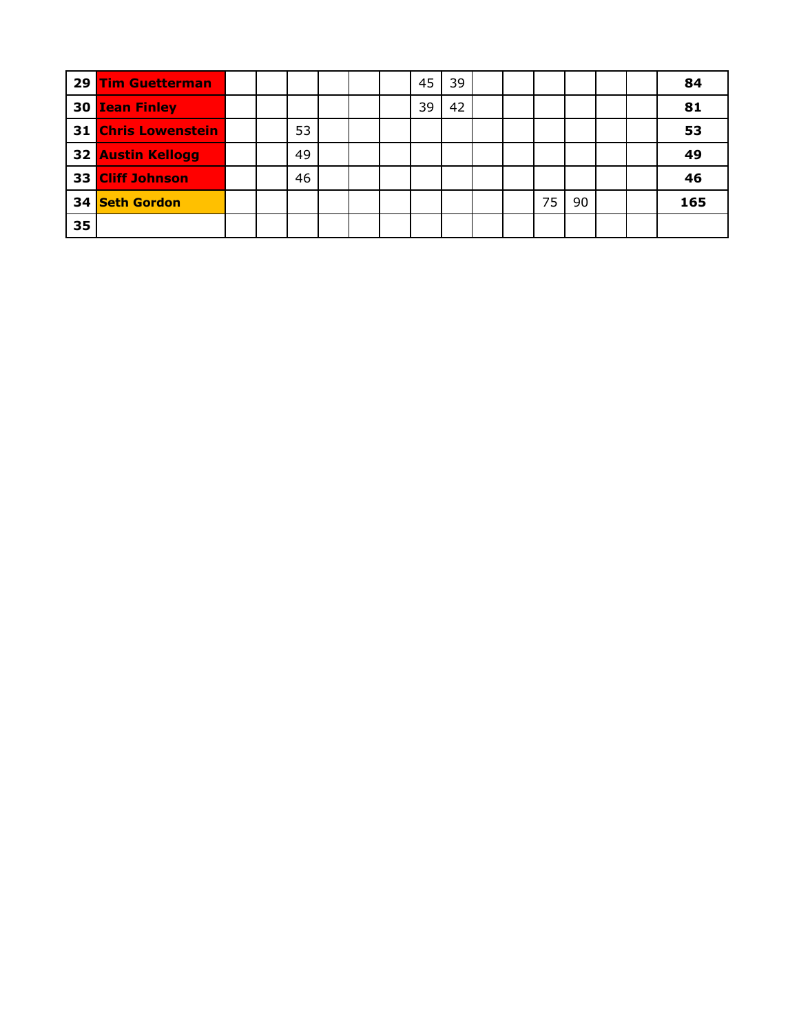| | | | | | | | | | | | | | | | | |
|---|---|---|---|---|---|---|---|---|---|---|---|---|---|---|---|---|
| **29** | **Tim Guetterman** | | | | | | | 45 | 39 | | | | | | | **84** |
| **30** | **Iean Finley** | | | | | | | 39 | 42 | | | | | | | **81** |
| **31** | **Chris Lowenstein** | | | 53 | | | | | | | | | | | | **53** |
| **32** | **Austin Kellogg** | | | 49 | | | | | | | | | | | | **49** |
| **33** | **Cliff Johnson** | | | 46 | | | | | | | | | | | | **46** |
| **34** | **Seth Gordon** | | | | | | | | | | | 75 | 90 | | | **165** |
| **35** | | | | | | | | | | | | | | | | |